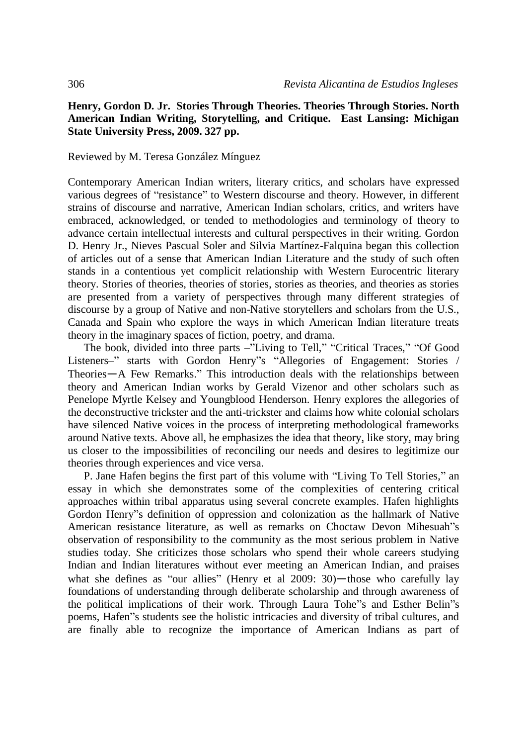**Henry, Gordon D. Jr. Stories Through Theories. Theories Through Stories. North American Indian Writing, Storytelling, and Critique. East Lansing: Michigan State University Press, 2009. 327 pp.**

Reviewed by M. Teresa González Mínguez

Contemporary American Indian writers, literary critics, and scholars have expressed various degrees of "resistance" to Western discourse and theory. However, in different strains of discourse and narrative, American Indian scholars, critics, and writers have embraced, acknowledged, or tended to methodologies and terminology of theory to advance certain intellectual interests and cultural perspectives in their writing. Gordon D. Henry Jr., Nieves Pascual Soler and Silvia Martínez-Falquina began this collection of articles out of a sense that American Indian Literature and the study of such often stands in a contentious yet complicit relationship with Western Eurocentric literary theory. Stories of theories, theories of stories, stories as theories, and theories as stories are presented from a variety of perspectives through many different strategies of discourse by a group of Native and non-Native storytellers and scholars from the U.S., Canada and Spain who explore the ways in which American Indian literature treats theory in the imaginary spaces of fiction, poetry, and drama.

The book, divided into three parts –"Living to Tell," "Critical Traces," "Of Good Listeners–" starts with Gordon Henry"s "Allegories of Engagement: Stories / Theories—A Few Remarks." This introduction deals with the relationships between theory and American Indian works by Gerald Vizenor and other scholars such as Penelope Myrtle Kelsey and Youngblood Henderson. Henry explores the allegories of the deconstructive trickster and the anti-trickster and claims how white colonial scholars have silenced Native voices in the process of interpreting methodological frameworks around Native texts. Above all, he emphasizes the idea that theory, like story, may bring us closer to the impossibilities of reconciling our needs and desires to legitimize our theories through experiences and vice versa.

P. Jane Hafen begins the first part of this volume with "Living To Tell Stories," an essay in which she demonstrates some of the complexities of centering critical approaches within tribal apparatus using several concrete examples. Hafen highlights Gordon Henry"s definition of oppression and colonization as the hallmark of Native American resistance literature, as well as remarks on Choctaw Devon Mihesuah"s observation of responsibility to the community as the most serious problem in Native studies today. She criticizes those scholars who spend their whole careers studying Indian and Indian literatures without ever meeting an American Indian, and praises what she defines as "our allies" (Henry et al 2009: 30)—those who carefully lay foundations of understanding through deliberate scholarship and through awareness of the political implications of their work. Through Laura Tohe"s and Esther Belin"s poems, Hafen"s students see the holistic intricacies and diversity of tribal cultures, and are finally able to recognize the importance of American Indians as part of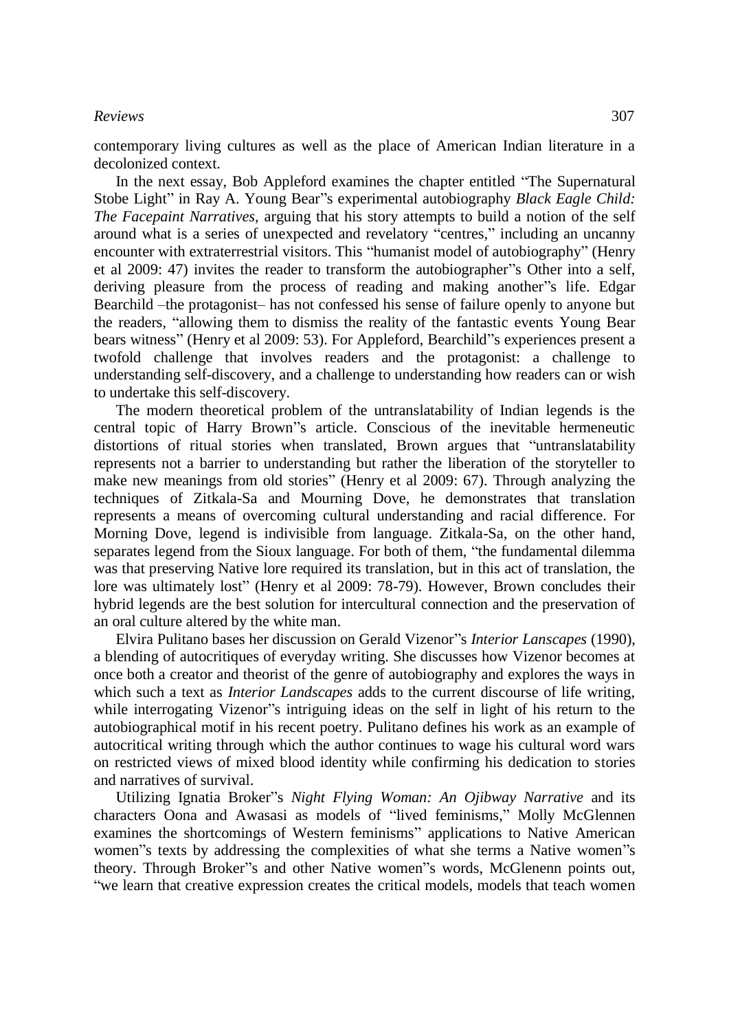contemporary living cultures as well as the place of American Indian literature in a decolonized context.

In the next essay, Bob Appleford examines the chapter entitled "The Supernatural Stobe Light" in Ray A. Young Bear"s experimental autobiography *Black Eagle Child: The Facepaint Narratives*, arguing that his story attempts to build a notion of the self around what is a series of unexpected and revelatory "centres," including an uncanny encounter with extraterrestrial visitors. This "humanist model of autobiography" (Henry et al 2009: 47) invites the reader to transform the autobiographer"s Other into a self, deriving pleasure from the process of reading and making another"s life. Edgar Bearchild –the protagonist– has not confessed his sense of failure openly to anyone but the readers, "allowing them to dismiss the reality of the fantastic events Young Bear bears witness" (Henry et al 2009: 53). For Appleford, Bearchild"s experiences present a twofold challenge that involves readers and the protagonist: a challenge to understanding self-discovery, and a challenge to understanding how readers can or wish to undertake this self-discovery.

The modern theoretical problem of the untranslatability of Indian legends is the central topic of Harry Brown"s article. Conscious of the inevitable hermeneutic distortions of ritual stories when translated, Brown argues that "untranslatability represents not a barrier to understanding but rather the liberation of the storyteller to make new meanings from old stories" (Henry et al 2009: 67). Through analyzing the techniques of Zitkala-Sa and Mourning Dove, he demonstrates that translation represents a means of overcoming cultural understanding and racial difference. For Morning Dove, legend is indivisible from language. Zitkala-Sa, on the other hand, separates legend from the Sioux language. For both of them, "the fundamental dilemma was that preserving Native lore required its translation, but in this act of translation, the lore was ultimately lost" (Henry et al 2009: 78-79). However, Brown concludes their hybrid legends are the best solution for intercultural connection and the preservation of an oral culture altered by the white man.

Elvira Pulitano bases her discussion on Gerald Vizenor"s *Interior Lanscapes* (1990), a blending of autocritiques of everyday writing. She discusses how Vizenor becomes at once both a creator and theorist of the genre of autobiography and explores the ways in which such a text as *Interior Landscapes* adds to the current discourse of life writing, while interrogating Vizenor"s intriguing ideas on the self in light of his return to the autobiographical motif in his recent poetry. Pulitano defines his work as an example of autocritical writing through which the author continues to wage his cultural word wars on restricted views of mixed blood identity while confirming his dedication to stories and narratives of survival.

Utilizing Ignatia Broker"s *Night Flying Woman: An Ojibway Narrative* and its characters Oona and Awasasi as models of "lived feminisms," Molly McGlennen examines the shortcomings of Western feminisms" applications to Native American women"s texts by addressing the complexities of what she terms a Native women"s theory. Through Broker"s and other Native women"s words, McGlenenn points out, "we learn that creative expression creates the critical models, models that teach women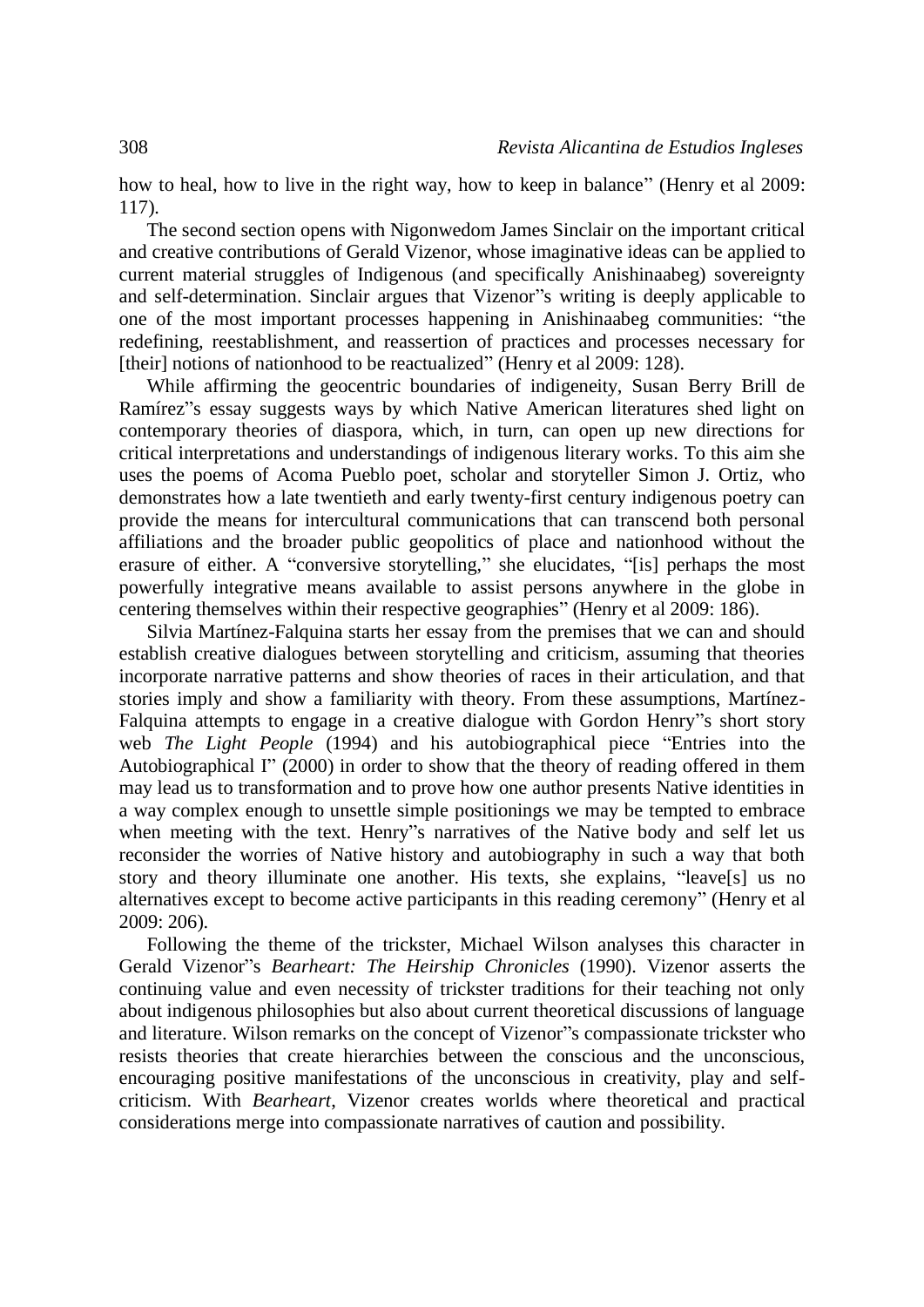how to heal, how to live in the right way, how to keep in balance" (Henry et al 2009: 117).

The second section opens with Nigonwedom James Sinclair on the important critical and creative contributions of Gerald Vizenor, whose imaginative ideas can be applied to current material struggles of Indigenous (and specifically Anishinaabeg) sovereignty and self-determination. Sinclair argues that Vizenor"s writing is deeply applicable to one of the most important processes happening in Anishinaabeg communities: "the redefining, reestablishment, and reassertion of practices and processes necessary for [their] notions of nationhood to be reactualized" (Henry et al 2009: 128).

While affirming the geocentric boundaries of indigeneity, Susan Berry Brill de Ramírez"s essay suggests ways by which Native American literatures shed light on contemporary theories of diaspora, which, in turn, can open up new directions for critical interpretations and understandings of indigenous literary works. To this aim she uses the poems of Acoma Pueblo poet, scholar and storyteller Simon J. Ortiz, who demonstrates how a late twentieth and early twenty-first century indigenous poetry can provide the means for intercultural communications that can transcend both personal affiliations and the broader public geopolitics of place and nationhood without the erasure of either. A "conversive storytelling," she elucidates, "[is] perhaps the most powerfully integrative means available to assist persons anywhere in the globe in centering themselves within their respective geographies" (Henry et al 2009: 186).

Silvia Martínez-Falquina starts her essay from the premises that we can and should establish creative dialogues between storytelling and criticism, assuming that theories incorporate narrative patterns and show theories of races in their articulation, and that stories imply and show a familiarity with theory. From these assumptions, Martínez-Falquina attempts to engage in a creative dialogue with Gordon Henry"s short story web *The Light People* (1994) and his autobiographical piece "Entries into the Autobiographical I" (2000) in order to show that the theory of reading offered in them may lead us to transformation and to prove how one author presents Native identities in a way complex enough to unsettle simple positionings we may be tempted to embrace when meeting with the text. Henry"s narratives of the Native body and self let us reconsider the worries of Native history and autobiography in such a way that both story and theory illuminate one another. His texts, she explains, "leave[s] us no alternatives except to become active participants in this reading ceremony" (Henry et al 2009: 206).

Following the theme of the trickster, Michael Wilson analyses this character in Gerald Vizenor"s *Bearheart: The Heirship Chronicles* (1990). Vizenor asserts the continuing value and even necessity of trickster traditions for their teaching not only about indigenous philosophies but also about current theoretical discussions of language and literature. Wilson remarks on the concept of Vizenor"s compassionate trickster who resists theories that create hierarchies between the conscious and the unconscious, encouraging positive manifestations of the unconscious in creativity, play and self-criticism. With *Bearheart*, Vizenor creates worlds where theoretical and practical considerations merge into compassionate narratives of caution and possibility.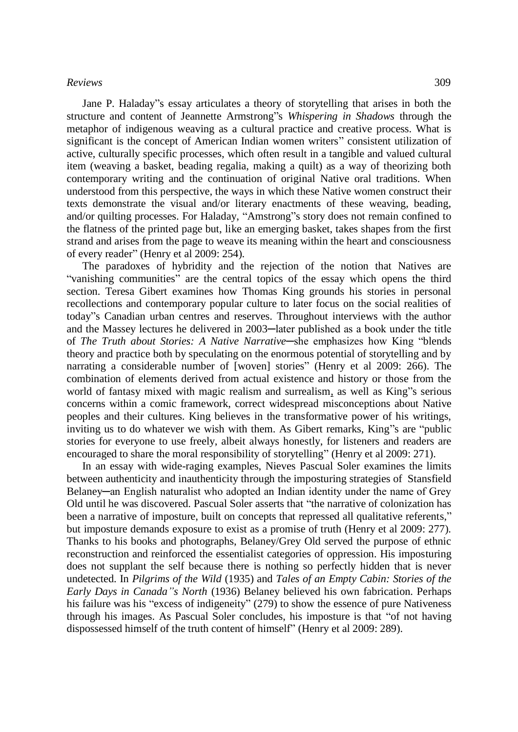Jane P. Haladay"s essay articulates a theory of storytelling that arises in both the structure and content of Jeannette Armstrong"s *Whispering in Shadows* through the metaphor of indigenous weaving as a cultural practice and creative process. What is significant is the concept of American Indian women writers" consistent utilization of active, culturally specific processes, which often result in a tangible and valued cultural item (weaving a basket, beading regalia, making a quilt) as a way of theorizing both contemporary writing and the continuation of original Native oral traditions. When understood from this perspective, the ways in which these Native women construct their texts demonstrate the visual and/or literary enactments of these weaving, beading, and/or quilting processes. For Haladay, "Amstrong"s story does not remain confined to the flatness of the printed page but, like an emerging basket, takes shapes from the first strand and arises from the page to weave its meaning within the heart and consciousness of every reader" (Henry et al 2009: 254).

The paradoxes of hybridity and the rejection of the notion that Natives are "vanishing communities" are the central topics of the essay which opens the third section. Teresa Gibert examines how Thomas King grounds his stories in personal recollections and contemporary popular culture to later focus on the social realities of today"s Canadian urban centres and reserves. Throughout interviews with the author and the Massey lectures he delivered in 2003─later published as a book under the title of *The Truth about Stories: A Native Narrative*─she emphasizes how King "blends theory and practice both by speculating on the enormous potential of storytelling and by narrating a considerable number of [woven] stories" (Henry et al 2009: 266). The combination of elements derived from actual existence and history or those from the world of fantasy mixed with magic realism and surrealism, as well as King"s serious concerns within a comic framework, correct widespread misconceptions about Native peoples and their cultures. King believes in the transformative power of his writings, inviting us to do whatever we wish with them. As Gibert remarks, King"s are "public stories for everyone to use freely, albeit always honestly, for listeners and readers are encouraged to share the moral responsibility of storytelling" (Henry et al 2009: 271).

In an essay with wide-raging examples, Nieves Pascual Soler examines the limits between authenticity and inauthenticity through the imposturing strategies of Stansfield Belaney─an English naturalist who adopted an Indian identity under the name of Grey Old until he was discovered. Pascual Soler asserts that "the narrative of colonization has been a narrative of imposture, built on concepts that repressed all qualitative referents," but imposture demands exposure to exist as a promise of truth (Henry et al 2009: 277). Thanks to his books and photographs, Belaney/Grey Old served the purpose of ethnic reconstruction and reinforced the essentialist categories of oppression. His imposturing does not supplant the self because there is nothing so perfectly hidden that is never undetected. In *Pilgrims of the Wild* (1935) and *Tales of an Empty Cabin: Stories of the Early Days in Canada"s North* (1936) Belaney believed his own fabrication. Perhaps his failure was his "excess of indigeneity" (279) to show the essence of pure Nativeness through his images. As Pascual Soler concludes, his imposture is that "of not having dispossessed himself of the truth content of himself" (Henry et al 2009: 289).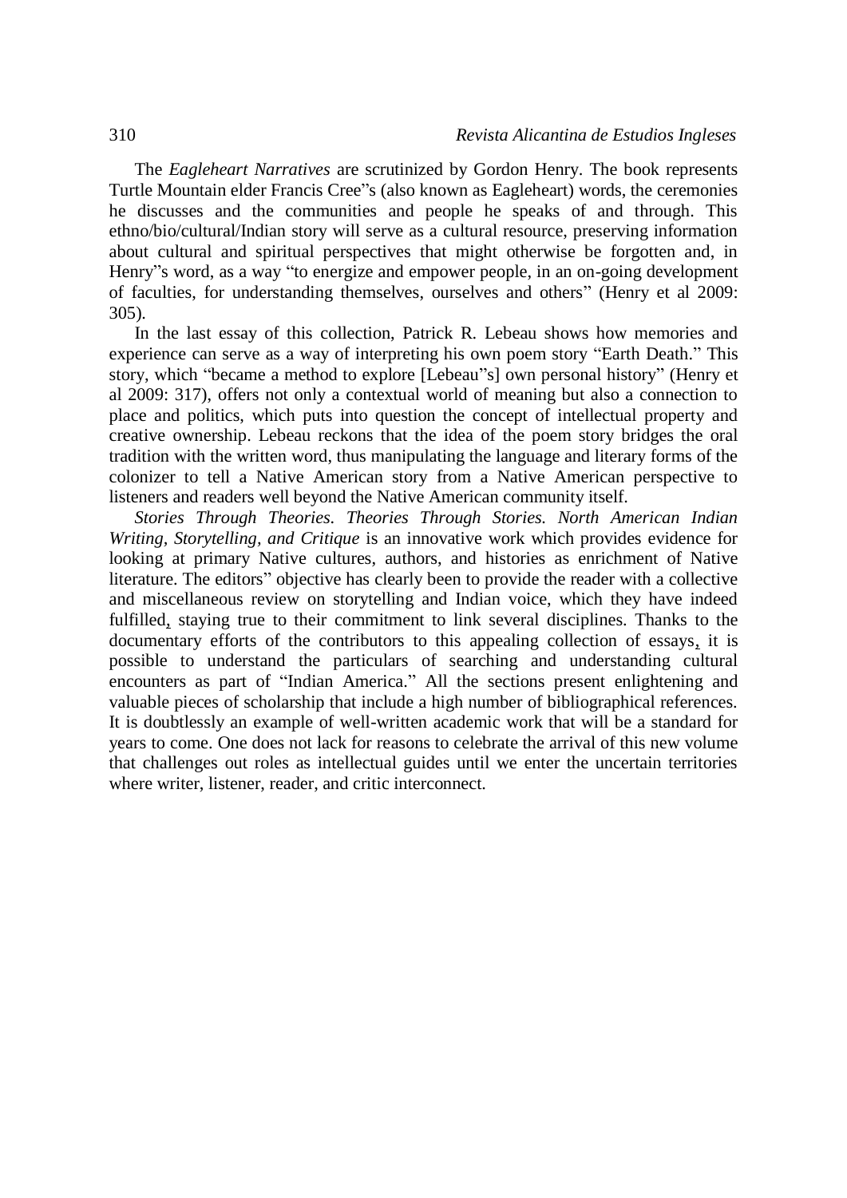The *Eagleheart Narratives* are scrutinized by Gordon Henry. The book represents Turtle Mountain elder Francis Cree"s (also known as Eagleheart) words, the ceremonies he discusses and the communities and people he speaks of and through. This ethno/bio/cultural/Indian story will serve as a cultural resource, preserving information about cultural and spiritual perspectives that might otherwise be forgotten and, in Henry"s word, as a way "to energize and empower people, in an on-going development of faculties, for understanding themselves, ourselves and others" (Henry et al 2009: 305).

In the last essay of this collection, Patrick R. Lebeau shows how memories and experience can serve as a way of interpreting his own poem story "Earth Death." This story, which "became a method to explore [Lebeau"s] own personal history" (Henry et al 2009: 317), offers not only a contextual world of meaning but also a connection to place and politics, which puts into question the concept of intellectual property and creative ownership. Lebeau reckons that the idea of the poem story bridges the oral tradition with the written word, thus manipulating the language and literary forms of the colonizer to tell a Native American story from a Native American perspective to listeners and readers well beyond the Native American community itself.

*Stories Through Theories. Theories Through Stories. North American Indian Writing, Storytelling, and Critique* is an innovative work which provides evidence for looking at primary Native cultures, authors, and histories as enrichment of Native literature. The editors" objective has clearly been to provide the reader with a collective and miscellaneous review on storytelling and Indian voice, which they have indeed fulfilled, staying true to their commitment to link several disciplines. Thanks to the documentary efforts of the contributors to this appealing collection of essays, it is possible to understand the particulars of searching and understanding cultural encounters as part of "Indian America." All the sections present enlightening and valuable pieces of scholarship that include a high number of bibliographical references. It is doubtlessly an example of well-written academic work that will be a standard for years to come. One does not lack for reasons to celebrate the arrival of this new volume that challenges out roles as intellectual guides until we enter the uncertain territories where writer, listener, reader, and critic interconnect.